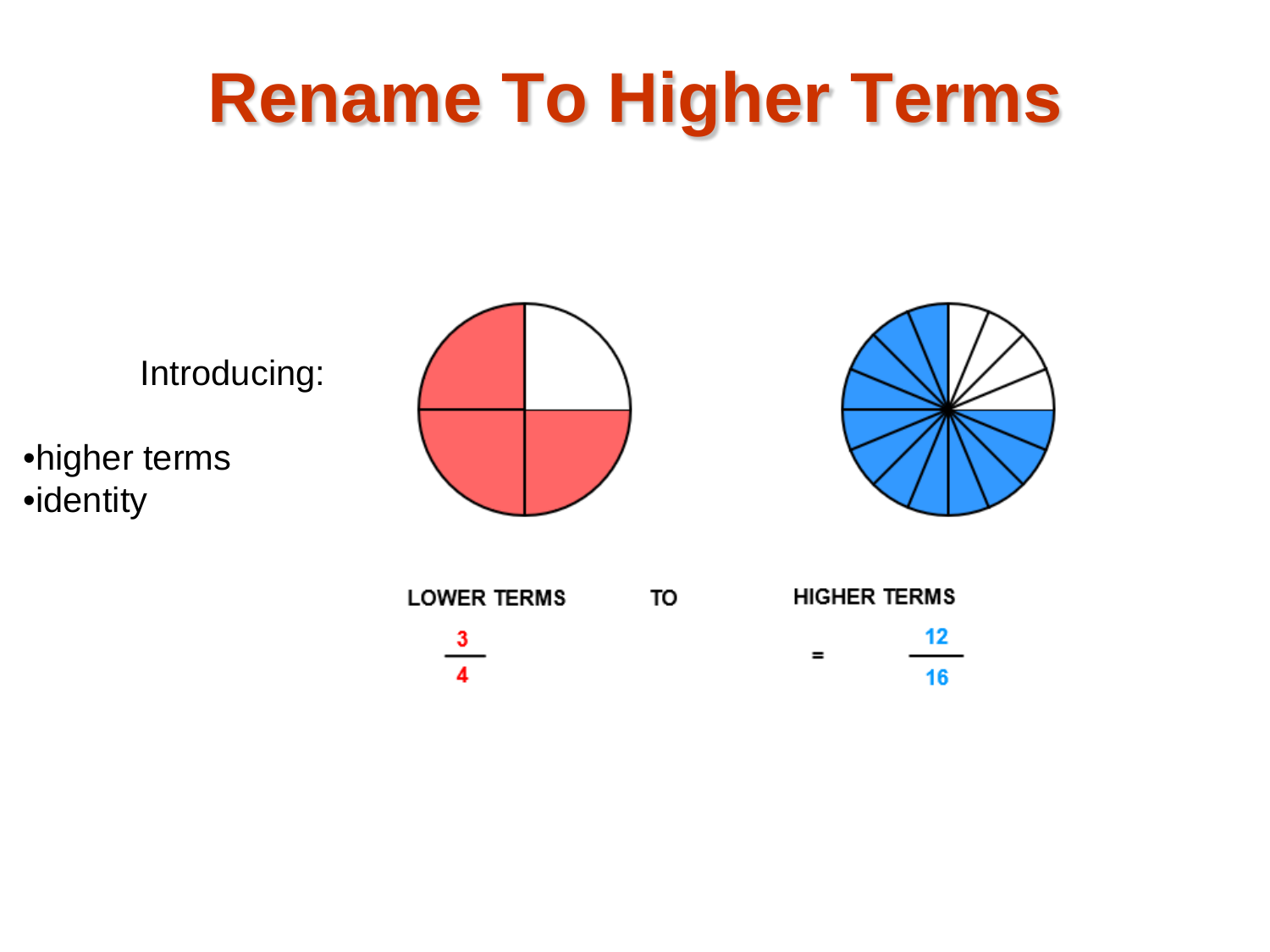# Rename To Higher Terms

Introducing:

- higher terms
- identity

LOWER TERMS TO HIGHER TERMS

$$\frac{3}{4} = \frac{12}{16}$$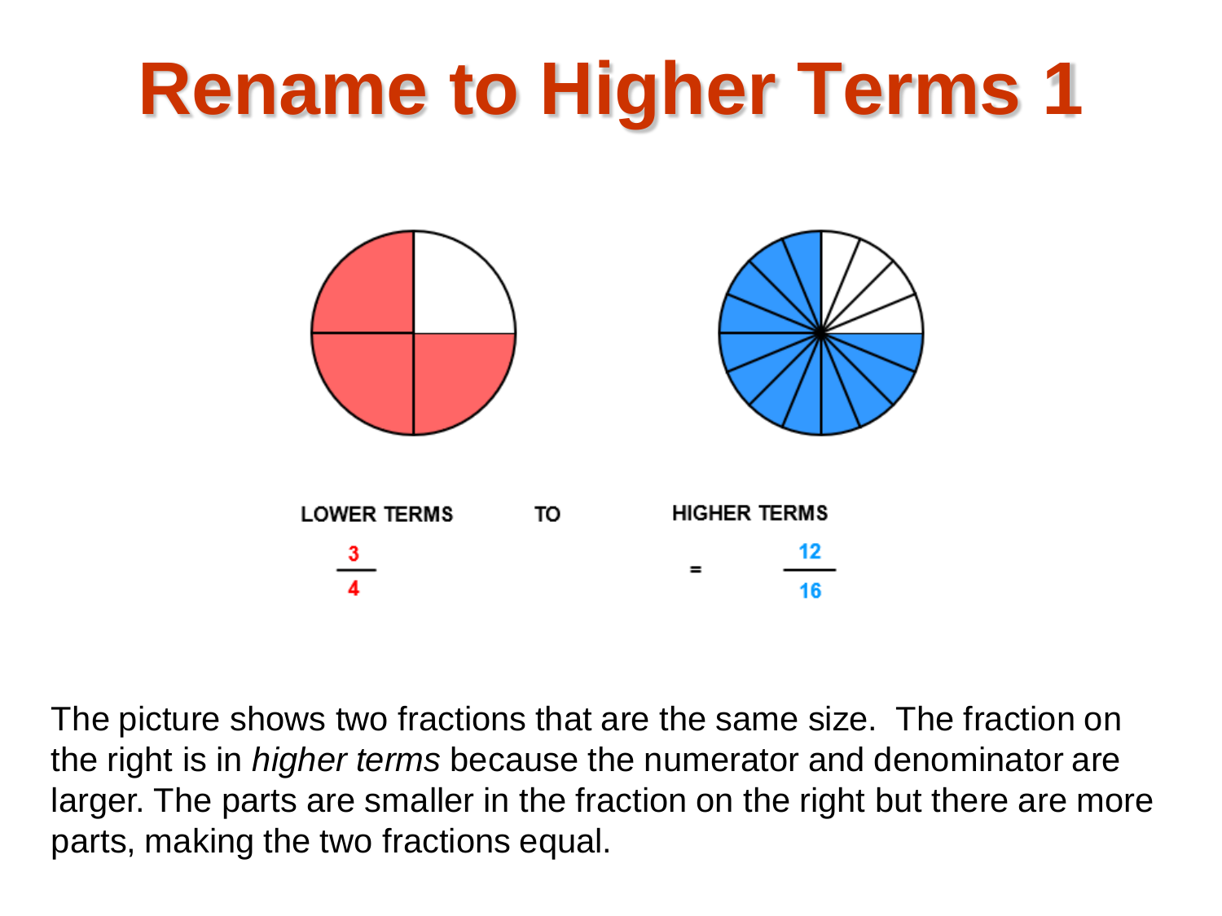# Rename to Higher Terms 1

LOWER TERMS TO HIGHER TERMS

$$\frac{3}{4} = \frac{12}{16}$$

The picture shows two fractions that are the same size. The fraction on the right is in *higher terms* because the numerator and denominator are larger. The parts are smaller in the fraction on the right but there are more parts, making the two fractions equal.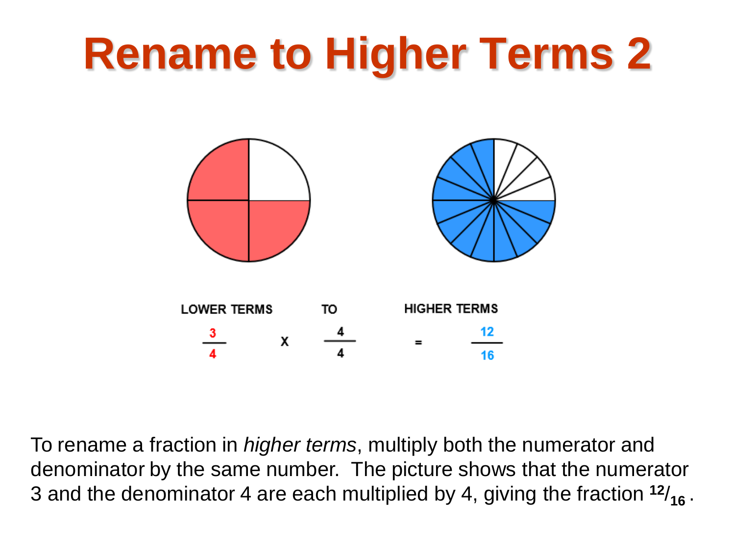# Rename to Higher Terms 2

LOWER TERMS TO HIGHER TERMS

$$\frac{3}{4} \times \frac{4}{4} = \frac{12}{16}$$

To rename a fraction in *higher terms*, multiply both the numerator and denominator by the same number. The picture shows that the numerator 3 and the denominator 4 are each multiplied by 4, giving the fraction $^{12}/_{16}$.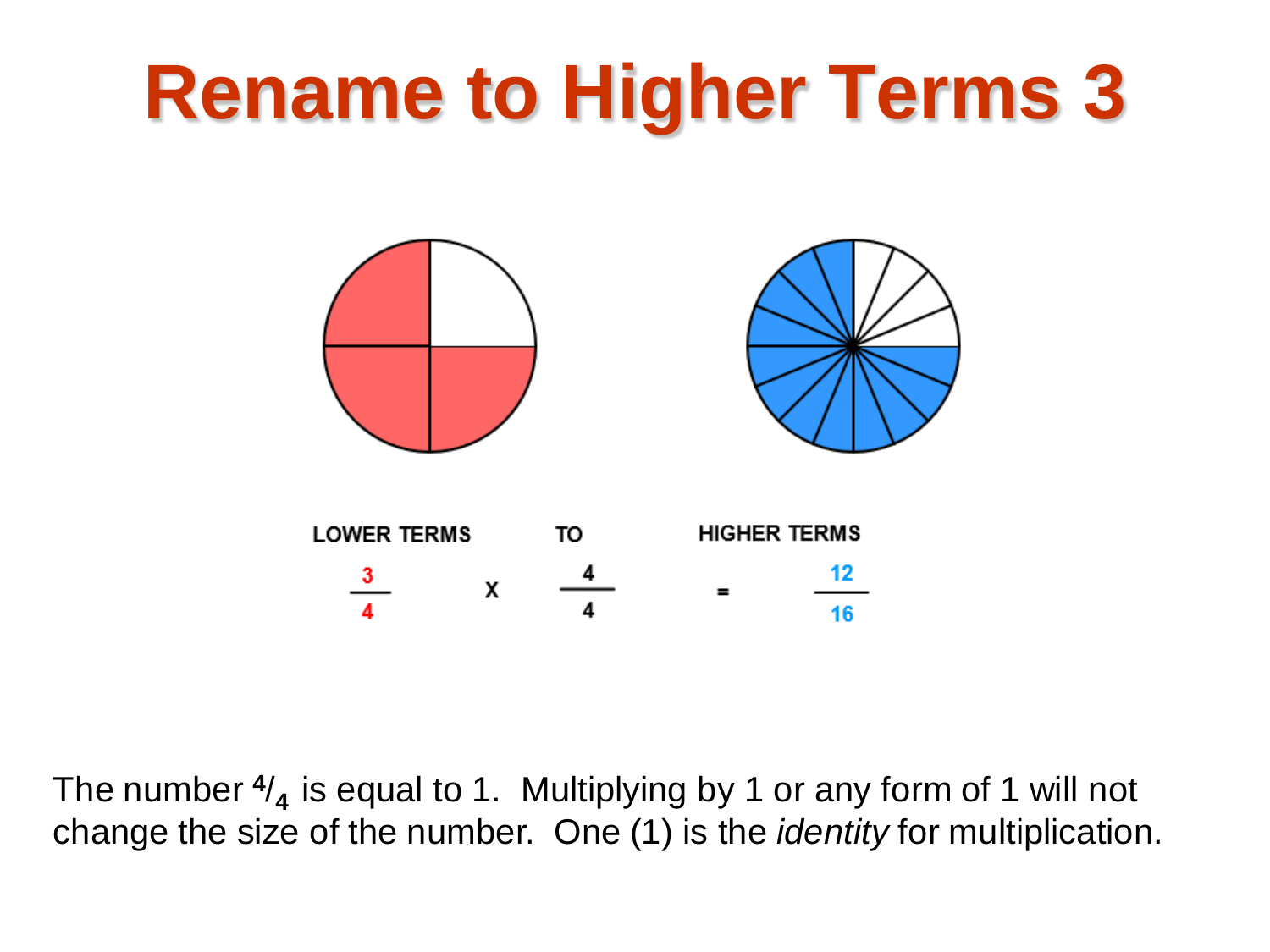# Rename to Higher Terms 3

| LOWER TERMS | | TO | | HIGHER TERMS |
|---|---|---|---|---|
| $\frac{3}{4}$ | x | $\frac{4}{4}$ | = | $\frac{12}{16}$ |

The number $^4/_4$ is equal to 1. Multiplying by 1 or any form of 1 will not change the size of the number. One (1) is the *identity* for multiplication.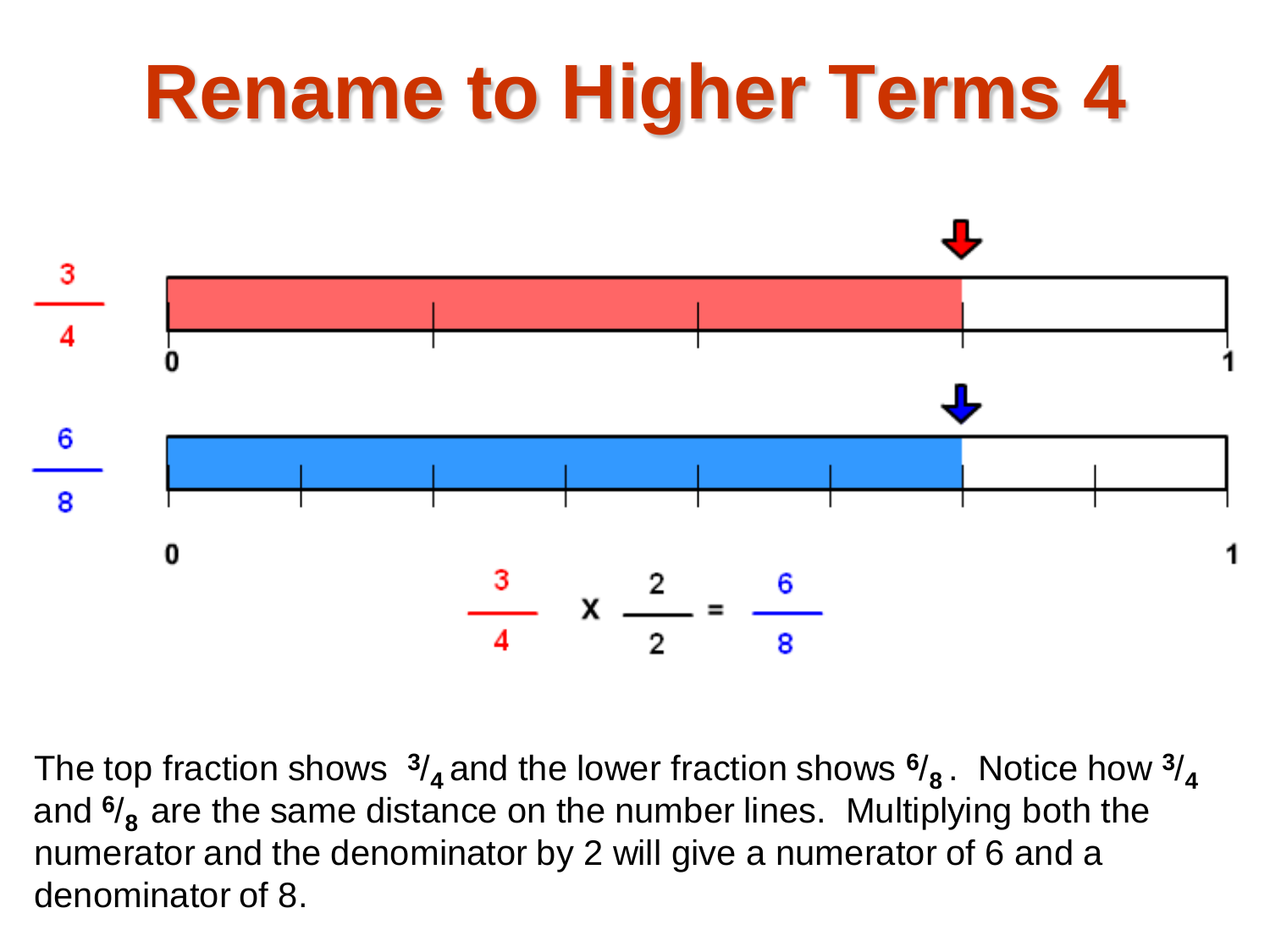# Rename to Higher Terms 4

$$\frac{3}{4} \times \frac{2}{2} = \frac{6}{8}$$

The top fraction shows $^3/_4$ and the lower fraction shows $^6/_8$. Notice how $^3/_4$ and $^6/_8$ are the same distance on the number lines. Multiplying both the numerator and the denominator by 2 will give a numerator of 6 and a denominator of 8.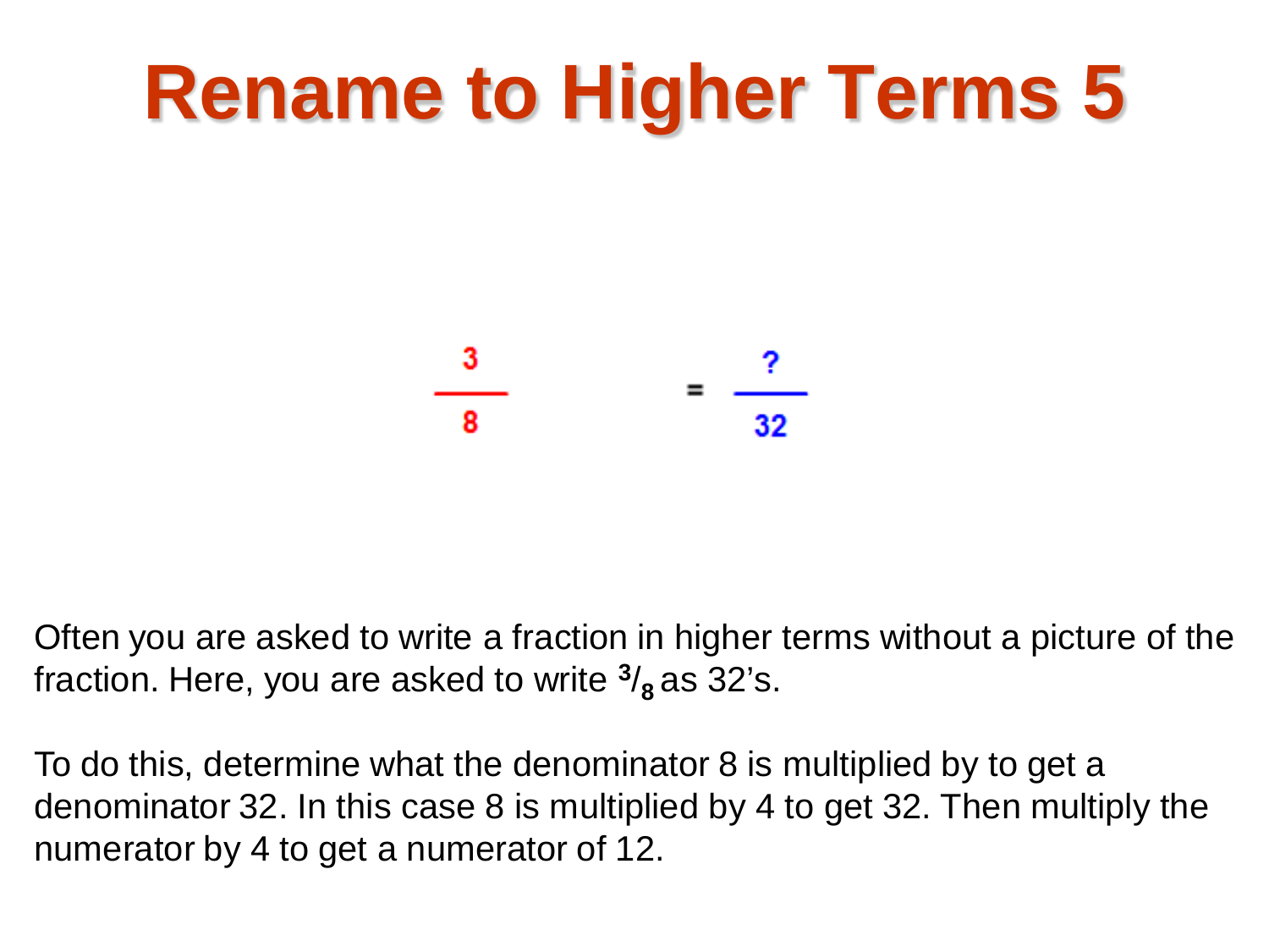# Rename to Higher Terms 5

$$\frac{3}{8} = \frac{?}{32}$$

Often you are asked to write a fraction in higher terms without a picture of the fraction. Here, you are asked to write $^{3}/_{8}$ as 32's.

To do this, determine what the denominator 8 is multiplied by to get a denominator 32. In this case 8 is multiplied by 4 to get 32. Then multiply the numerator by 4 to get a numerator of 12.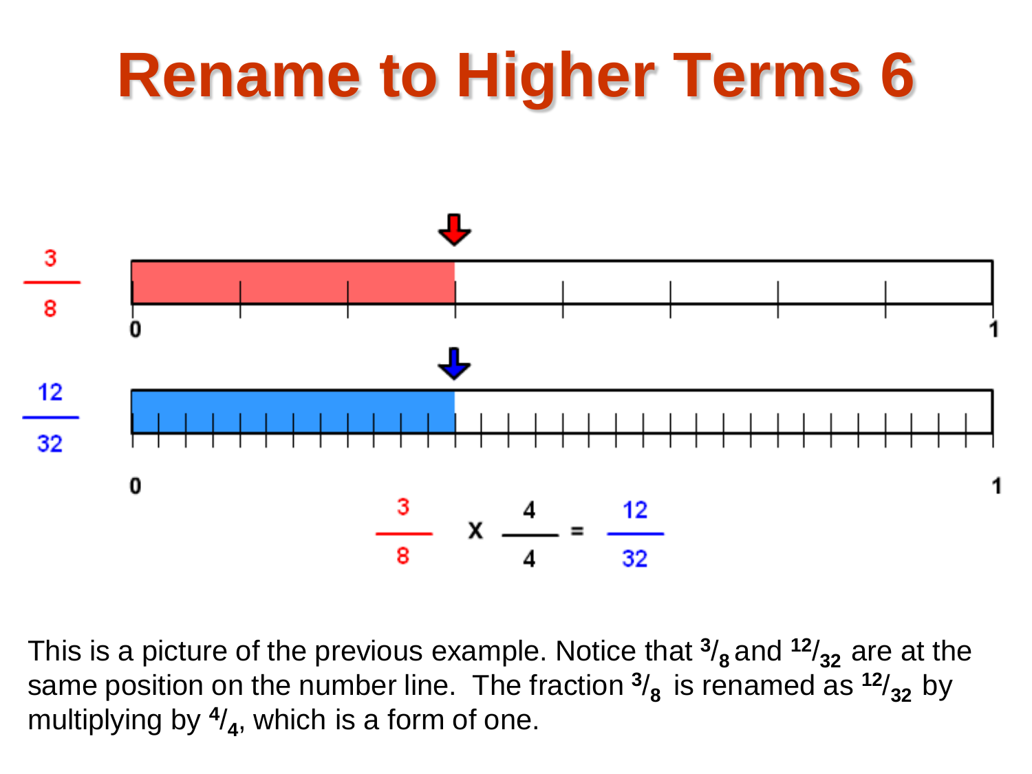# Rename to Higher Terms 6

$$\frac{3}{8} \times \frac{4}{4} = \frac{12}{32}$$

This is a picture of the previous example. Notice that $^3/_8$ and $^{12}/_{32}$ are at the same position on the number line. The fraction $^3/_8$ is renamed as $^{12}/_{32}$ by multiplying by $^4/_4$, which is a form of one.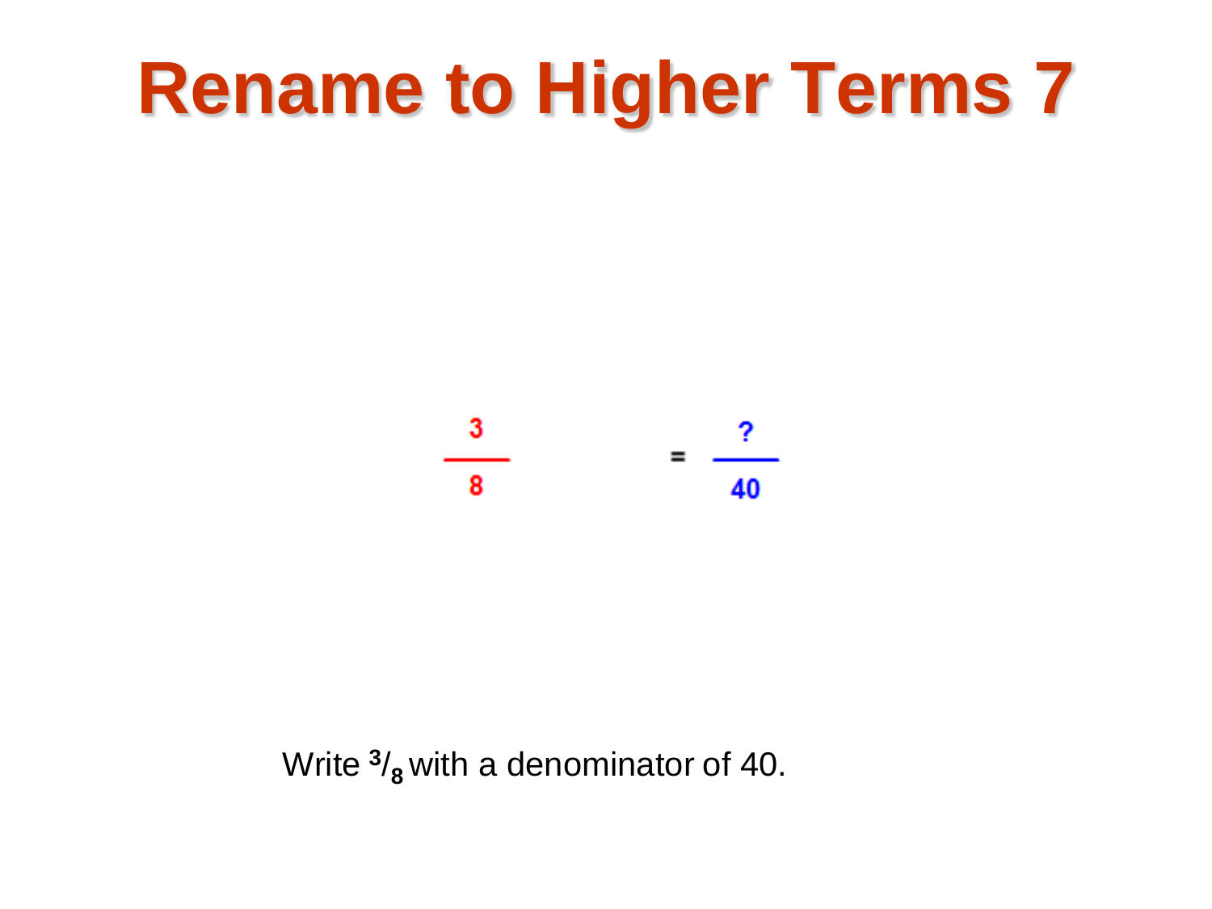# Rename to Higher Terms 7

$$\frac{3}{8} = \frac{?}{40}$$

Write $^{3}/_{8}$ with a denominator of 40.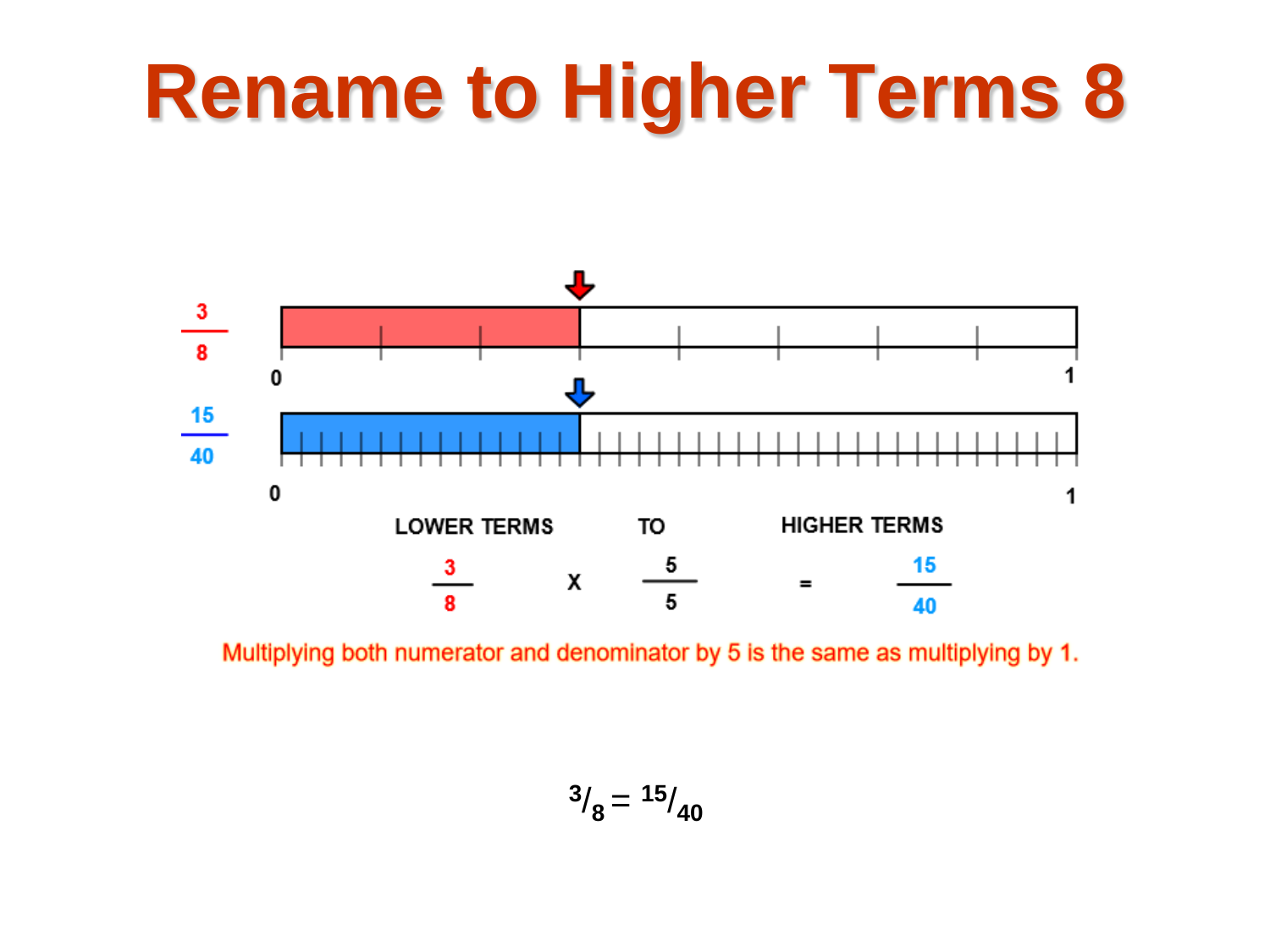# Rename to Higher Terms 8

$\frac{3}{8}$

0 1

$\frac{15}{40}$

0 1

LOWER TERMS TO HIGHER TERMS

$$\frac{3}{8} \times \frac{5}{5} = \frac{15}{40}$$

Multiplying both numerator and denominator by 5 is the same as multiplying by 1.

$$^{3}/_{8} = {}^{15}/_{40}$$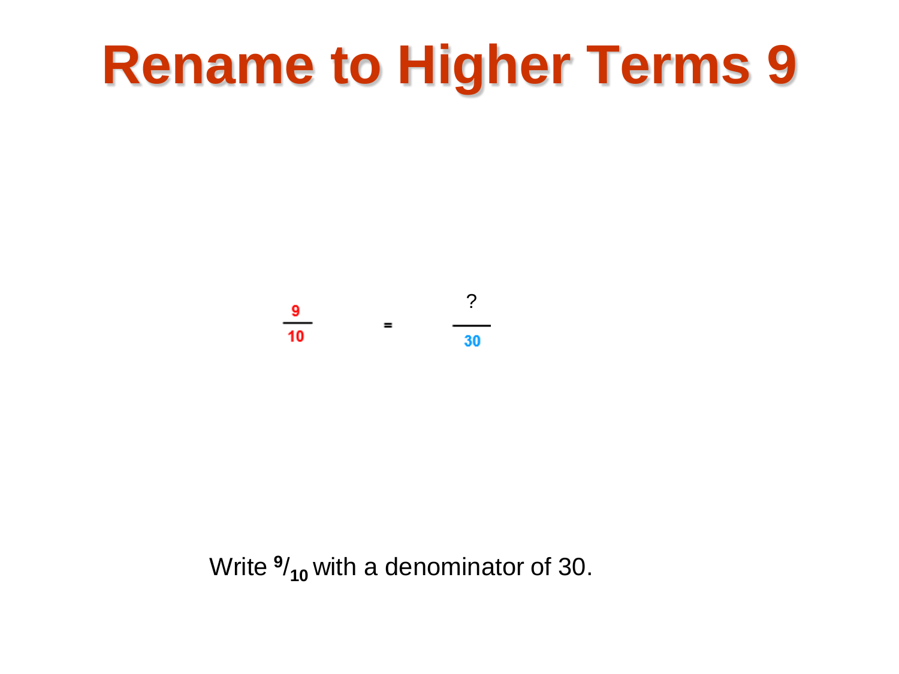# Rename to Higher Terms 9

$$\frac{9}{10} = \frac{?}{30}$$

Write $^{9}/_{10}$ with a denominator of 30.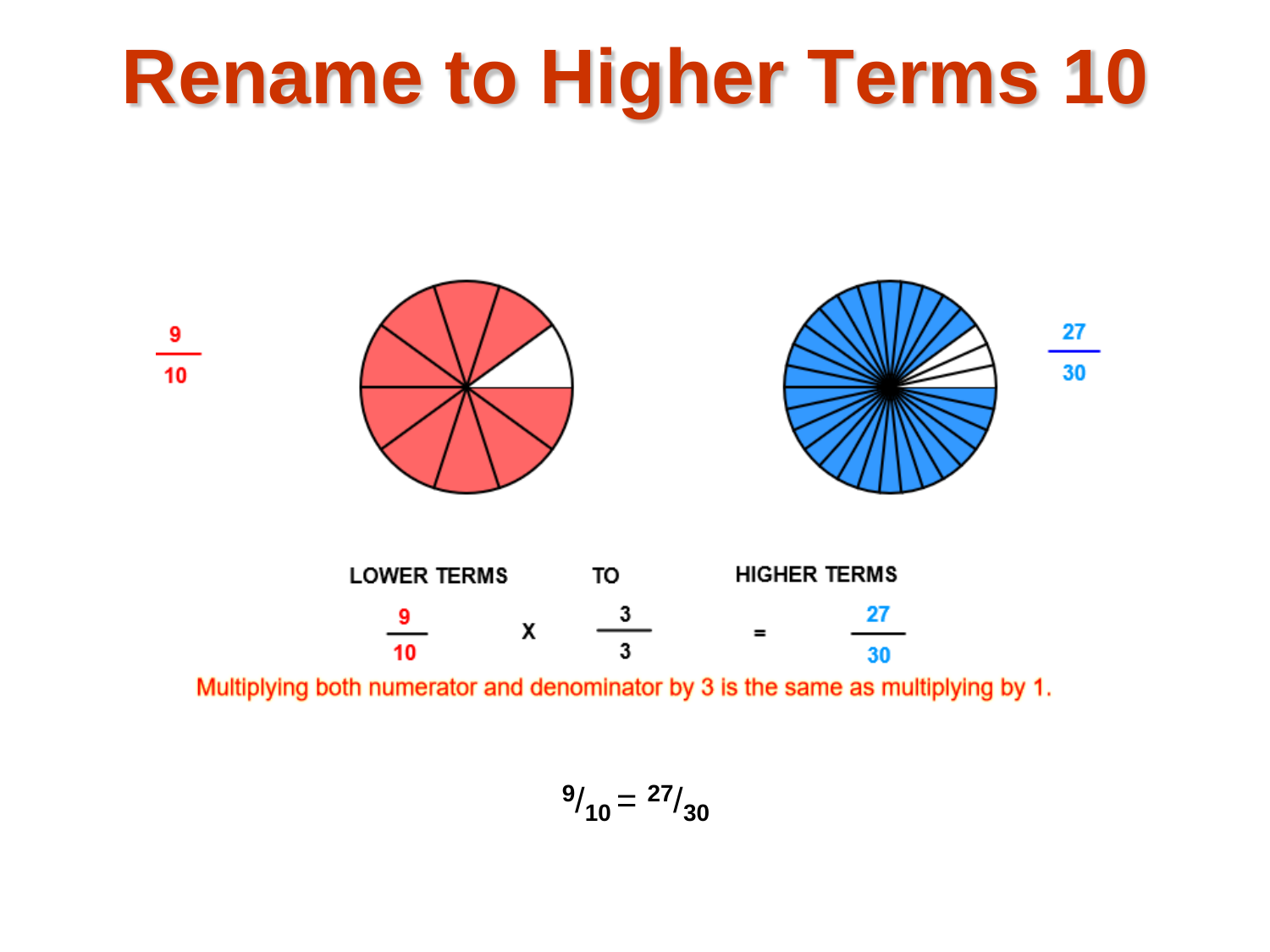# Rename to Higher Terms 10

$\frac{9}{10}$

$\frac{27}{30}$

LOWER TERMS TO HIGHER TERMS

$$\frac{9}{10} \times \frac{3}{3} = \frac{27}{30}$$

Multiplying both numerator and denominator by 3 is the same as multiplying by 1.

$$^{9}/_{10} = {}^{27}/_{30}$$